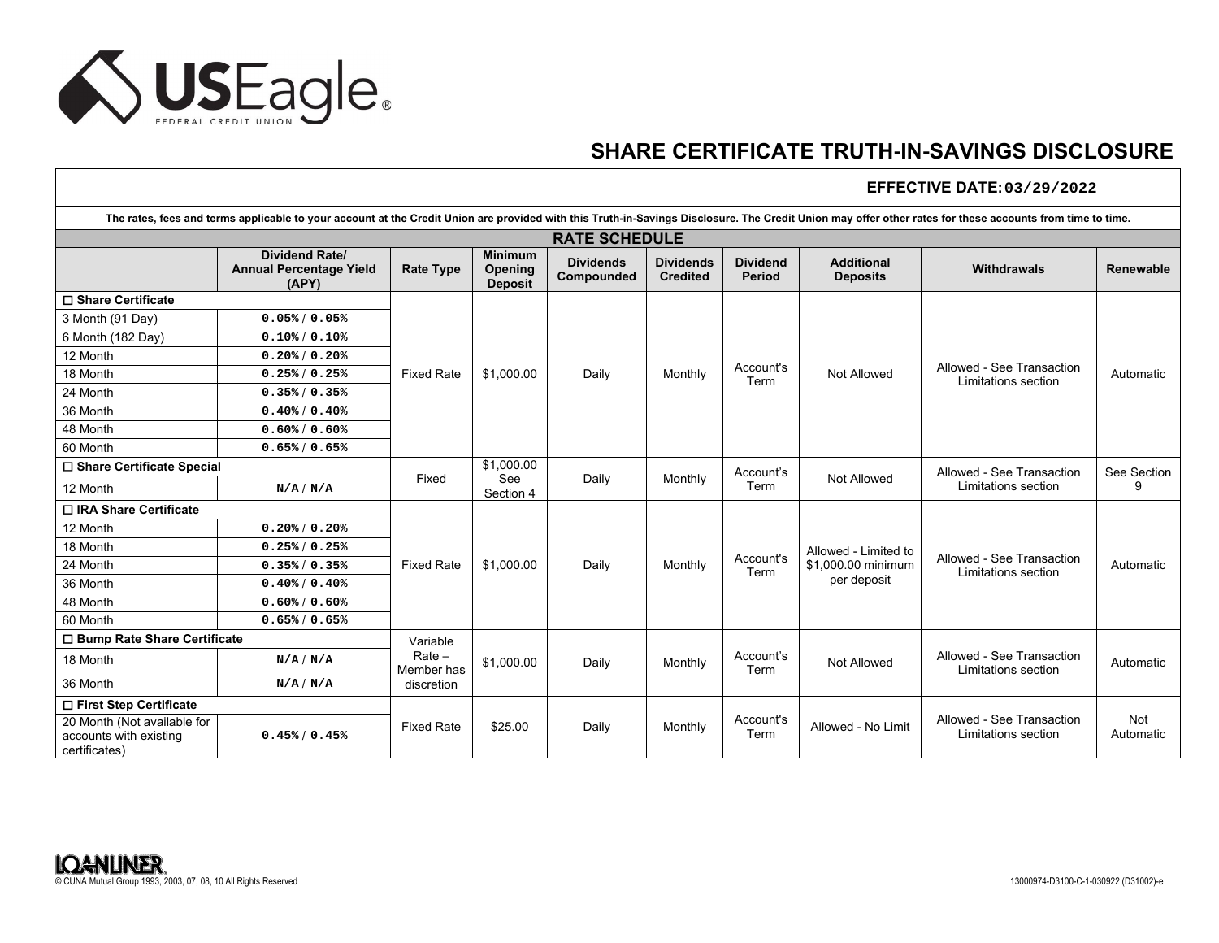USEagle® FEDERAL CREDIT UNION

# SHARE CERTIFICATE TRUTH-IN-SAVINGS DISCLOSURE

**EFFECTIVE DATE: 03/29/2022**

**The rates, fees and terms applicable to your account at the Credit Union are provided with this Truth-in-Savings Disclosure. The Credit Union may offer other rates for these accounts from time to time.**

## RATE SCHEDULE

| | Dividend Rate/ Annual Percentage Yield (APY) | Rate Type | Minimum Opening Deposit | Dividends Compounded | Dividends Credited | Dividend Period | Additional Deposits | Withdrawals | Renewable |
|---|---|---|---|---|---|---|---|---|---|
| ☐ **Share Certificate** | | Fixed Rate | $1,000.00 | Daily | Monthly | Account's Term | Not Allowed | Allowed - See Transaction Limitations section | Automatic |
| 3 Month (91 Day) | 0.05% / 0.05% | | | | | | | | |
| 6 Month (182 Day) | 0.10% / 0.10% | | | | | | | | |
| 12 Month | 0.20% / 0.20% | | | | | | | | |
| 18 Month | 0.25% / 0.25% | | | | | | | | |
| 24 Month | 0.35% / 0.35% | | | | | | | | |
| 36 Month | 0.40% / 0.40% | | | | | | | | |
| 48 Month | 0.60% / 0.60% | | | | | | | | |
| 60 Month | 0.65% / 0.65% | | | | | | | | |
| ☐ **Share Certificate Special** | | Fixed | $1,000.00 See Section 4 | Daily | Monthly | Account's Term | Not Allowed | Allowed - See Transaction Limitations section | See Section 9 |
| 12 Month | N/A / N/A | | | | | | | | |
| ☐ **IRA Share Certificate** | | Fixed Rate | $1,000.00 | Daily | Monthly | Account's Term | Allowed - Limited to $1,000.00 minimum per deposit | Allowed - See Transaction Limitations section | Automatic |
| 12 Month | 0.20% / 0.20% | | | | | | | | |
| 18 Month | 0.25% / 0.25% | | | | | | | | |
| 24 Month | 0.35% / 0.35% | | | | | | | | |
| 36 Month | 0.40% / 0.40% | | | | | | | | |
| 48 Month | 0.60% / 0.60% | | | | | | | | |
| 60 Month | 0.65% / 0.65% | | | | | | | | |
| ☐ **Bump Rate Share Certificate** | | Variable Rate – Member has discretion | $1,000.00 | Daily | Monthly | Account's Term | Not Allowed | Allowed - See Transaction Limitations section | Automatic |
| 18 Month | N/A / N/A | | | | | | | | |
| 36 Month | N/A / N/A | | | | | | | | |
| ☐ **First Step Certificate** | | Fixed Rate | $25.00 | Daily | Monthly | Account's Term | Allowed - No Limit | Allowed - See Transaction Limitations section | Not Automatic |
| 20 Month (Not available for accounts with existing certificates) | 0.45% / 0.45% | | | | | | | | |

LOANLINER®
© CUNA Mutual Group 1993, 2003, 07, 08, 10 All Rights Reserved

13000974-D3100-C-1-030922 (D31002)-e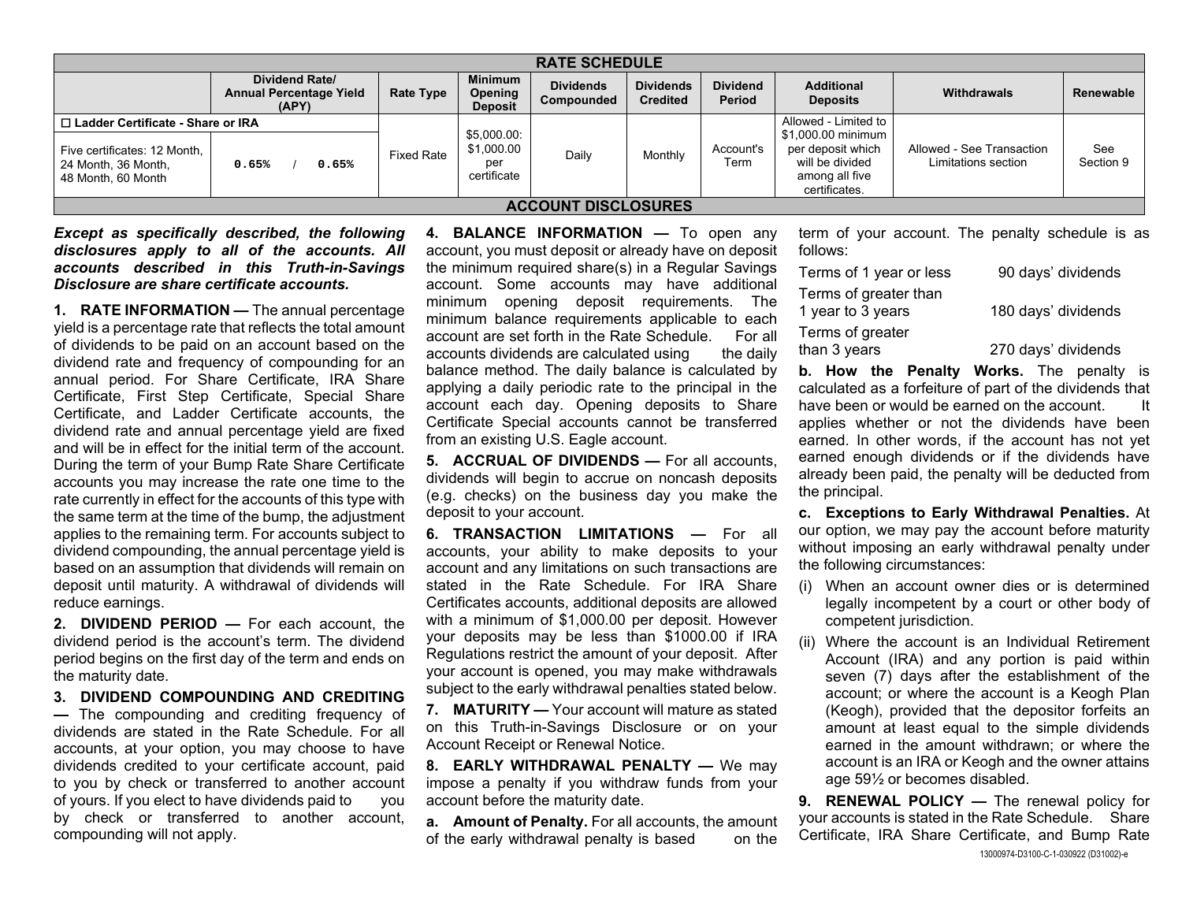| RATE SCHEDULE | | | | | | | | | | |
|---|---|---|---|---|---|---|---|---|---|---|
| | Dividend Rate/ Annual Percentage Yield (APY) | Rate Type | Minimum Opening Deposit | Dividends Compounded | Dividends Credited | Dividend Period | Additional Deposits | Withdrawals | Renewable |
| ☐ Ladder Certificate - Share or IRA | | | | | | | | | |
| Five certificates: 12 Month, 24 Month, 36 Month, 48 Month, 60 Month | 0.65% / 0.65% | Fixed Rate | $5,000.00: $1,000.00 per certificate | Daily | Monthly | Account's Term | Allowed - Limited to $1,000.00 minimum per deposit which will be divided among all five certificates. | Allowed - See Transaction Limitations section | See Section 9 |

## ACCOUNT DISCLOSURES

***Except as specifically described, the following disclosures apply to all of the accounts. All accounts described in this Truth-in-Savings Disclosure are share certificate accounts.***

**1. RATE INFORMATION —** The annual percentage yield is a percentage rate that reflects the total amount of dividends to be paid on an account based on the dividend rate and frequency of compounding for an annual period. For Share Certificate, IRA Share Certificate, First Step Certificate, Special Share Certificate, and Ladder Certificate accounts, the dividend rate and annual percentage yield are fixed and will be in effect for the initial term of the account. During the term of your Bump Rate Share Certificate accounts you may increase the rate one time to the rate currently in effect for the accounts of this type with the same term at the time of the bump, the adjustment applies to the remaining term. For accounts subject to dividend compounding, the annual percentage yield is based on an assumption that dividends will remain on deposit until maturity. A withdrawal of dividends will reduce earnings.

**2. DIVIDEND PERIOD —** For each account, the dividend period is the account's term. The dividend period begins on the first day of the term and ends on the maturity date.

**3. DIVIDEND COMPOUNDING AND CREDITING —** The compounding and crediting frequency of dividends are stated in the Rate Schedule. For all accounts, at your option, you may choose to have dividends credited to your certificate account, paid to you by check or transferred to another account of yours. If you elect to have dividends paid to you by check or transferred to another account, compounding will not apply.

**4. BALANCE INFORMATION —** To open any account, you must deposit or already have on deposit the minimum required share(s) in a Regular Savings account. Some accounts may have additional minimum opening deposit requirements. The minimum balance requirements applicable to each account are set forth in the Rate Schedule. For all accounts dividends are calculated using the daily balance method. The daily balance is calculated by applying a daily periodic rate to the principal in the account each day. Opening deposits to Share Certificate Special accounts cannot be transferred from an existing U.S. Eagle account.

**5. ACCRUAL OF DIVIDENDS —** For all accounts, dividends will begin to accrue on noncash deposits (e.g. checks) on the business day you make the deposit to your account.

**6. TRANSACTION LIMITATIONS —** For all accounts, your ability to make deposits to your account and any limitations on such transactions are stated in the Rate Schedule. For IRA Share Certificates accounts, additional deposits are allowed with a minimum of $1,000.00 per deposit. However your deposits may be less than $1000.00 if IRA Regulations restrict the amount of your deposit. After your account is opened, you may make withdrawals subject to the early withdrawal penalties stated below.

**7. MATURITY —** Your account will mature as stated on this Truth-in-Savings Disclosure or on your Account Receipt or Renewal Notice.

**8. EARLY WITHDRAWAL PENALTY —** We may impose a penalty if you withdraw funds from your account before the maturity date.

**a. Amount of Penalty.** For all accounts, the amount of the early withdrawal penalty is based on the term of your account. The penalty schedule is as follows:

| | |
|---|---|
| Terms of 1 year or less | 90 days' dividends |
| Terms of greater than 1 year to 3 years | 180 days' dividends |
| Terms of greater than 3 years | 270 days' dividends |

**b. How the Penalty Works.** The penalty is calculated as a forfeiture of part of the dividends that have been or would be earned on the account. It applies whether or not the dividends have been earned. In other words, if the account has not yet earned enough dividends or if the dividends have already been paid, the penalty will be deducted from the principal.

**c. Exceptions to Early Withdrawal Penalties.** At our option, we may pay the account before maturity without imposing an early withdrawal penalty under the following circumstances:

(i) When an account owner dies or is determined legally incompetent by a court or other body of competent jurisdiction.

(ii) Where the account is an Individual Retirement Account (IRA) and any portion is paid within seven (7) days after the establishment of the account; or where the account is a Keogh Plan (Keogh), provided that the depositor forfeits an amount at least equal to the simple dividends earned in the amount withdrawn; or where the account is an IRA or Keogh and the owner attains age 59½ or becomes disabled.

**9. RENEWAL POLICY —** The renewal policy for your accounts is stated in the Rate Schedule. Share Certificate, IRA Share Certificate, and Bump Rate

13000974-D3100-C-1-030922 (D31002)-e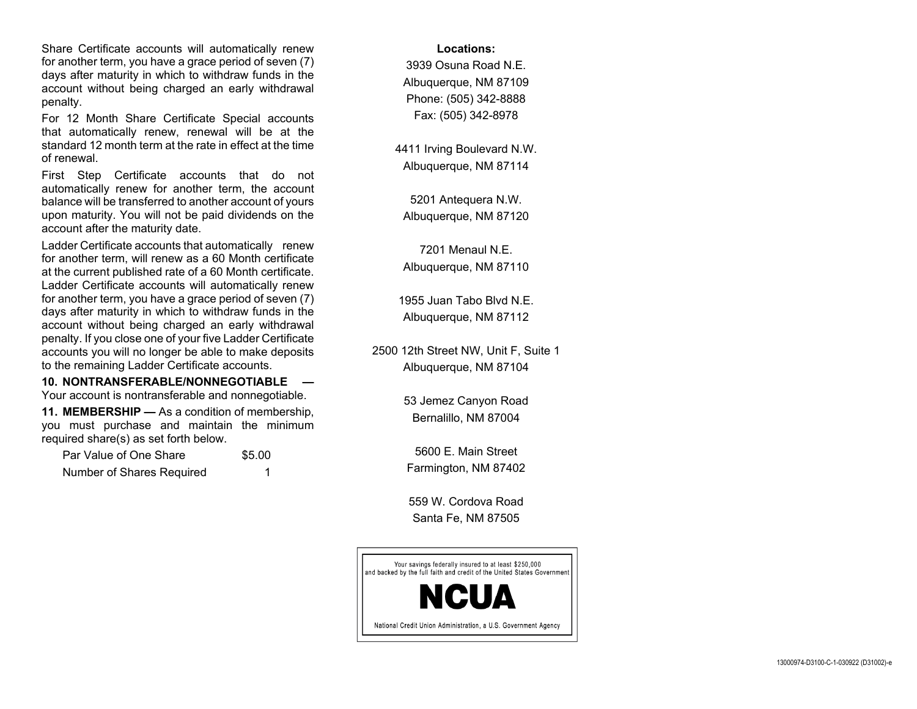Share Certificate accounts will automatically renew for another term, you have a grace period of seven (7) days after maturity in which to withdraw funds in the account without being charged an early withdrawal penalty.

For 12 Month Share Certificate Special accounts that automatically renew, renewal will be at the standard 12 month term at the rate in effect at the time of renewal.

First Step Certificate accounts that do not automatically renew for another term, the account balance will be transferred to another account of yours upon maturity. You will not be paid dividends on the account after the maturity date.

Ladder Certificate accounts that automatically renew for another term, will renew as a 60 Month certificate at the current published rate of a 60 Month certificate. Ladder Certificate accounts will automatically renew for another term, you have a grace period of seven (7) days after maturity in which to withdraw funds in the account without being charged an early withdrawal penalty. If you close one of your five Ladder Certificate accounts you will no longer be able to make deposits to the remaining Ladder Certificate accounts.

**10. NONTRANSFERABLE/NONNEGOTIABLE —** Your account is nontransferable and nonnegotiable.

**11. MEMBERSHIP —** As a condition of membership, you must purchase and maintain the minimum required share(s) as set forth below.

| | |
|---|---|
| Par Value of One Share | $5.00 |
| Number of Shares Required | 1 |

**Locations:**

3939 Osuna Road N.E.
Albuquerque, NM 87109
Phone: (505) 342-8888
Fax: (505) 342-8978

4411 Irving Boulevard N.W.
Albuquerque, NM 87114

5201 Antequera N.W.
Albuquerque, NM 87120

7201 Menaul N.E.
Albuquerque, NM 87110

1955 Juan Tabo Blvd N.E.
Albuquerque, NM 87112

2500 12th Street NW, Unit F, Suite 1
Albuquerque, NM 87104

53 Jemez Canyon Road
Bernalillo, NM 87004

5600 E. Main Street
Farmington, NM 87402

559 W. Cordova Road
Santa Fe, NM 87505

Your savings federally insured to at least $250,000
and backed by the full faith and credit of the United States Government

**NCUA**

National Credit Union Administration, a U.S. Government Agency

13000974-D3100-C-1-030922 (D31002)-e